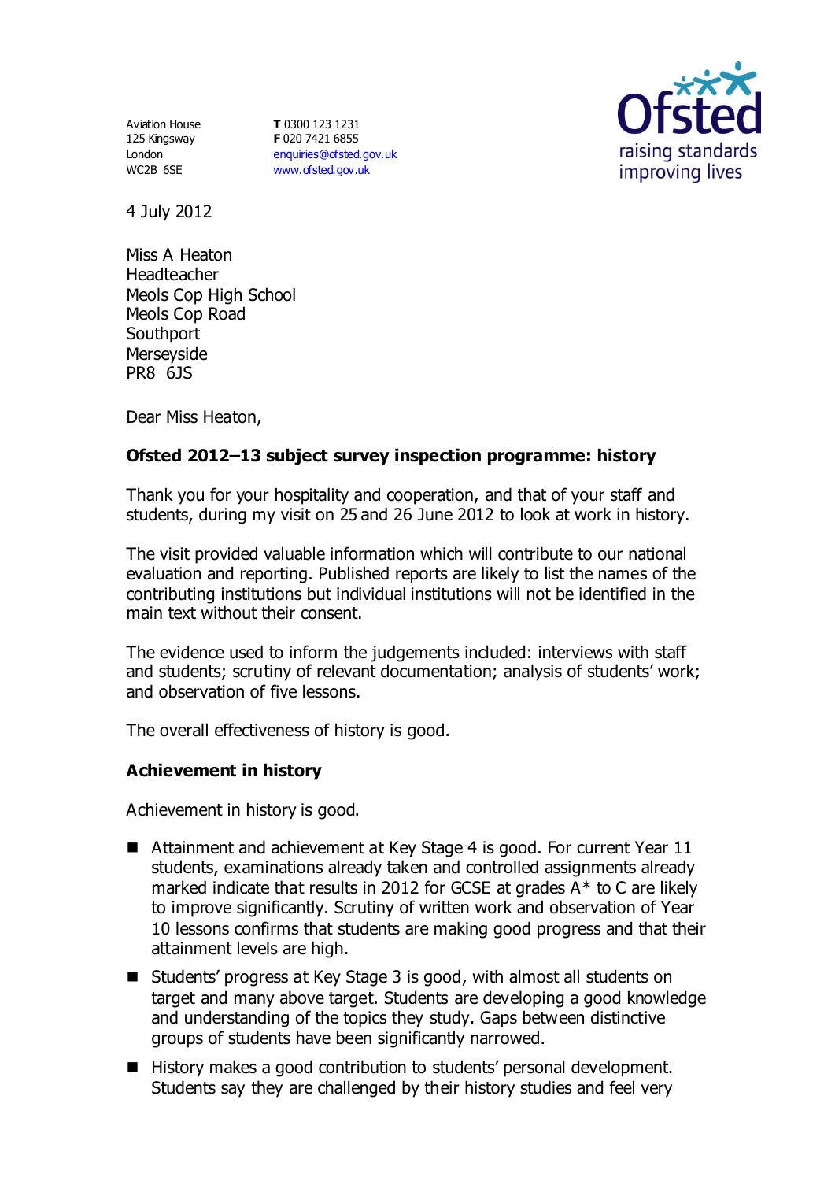Aviation House
125 Kingsway
London
WC2B 6SE

**T** 0300 123 1231
**F** 020 7421 6855
enquiries@ofsted.gov.uk
www.ofsted.gov.uk

Ofsted
raising standards
improving lives

4 July 2012

Miss A Heaton
Headteacher
Meols Cop High School
Meols Cop Road
Southport
Merseyside
PR8 6JS

Dear Miss Heaton,

**Ofsted 2012–13 subject survey inspection programme: history**

Thank you for your hospitality and cooperation, and that of your staff and students, during my visit on 25 and 26 June 2012 to look at work in history.

The visit provided valuable information which will contribute to our national evaluation and reporting. Published reports are likely to list the names of the contributing institutions but individual institutions will not be identified in the main text without their consent.

The evidence used to inform the judgements included: interviews with staff and students; scrutiny of relevant documentation; analysis of students' work; and observation of five lessons.

The overall effectiveness of history is good.

## Achievement in history

Achievement in history is good.

- Attainment and achievement at Key Stage 4 is good. For current Year 11 students, examinations already taken and controlled assignments already marked indicate that results in 2012 for GCSE at grades A* to C are likely to improve significantly. Scrutiny of written work and observation of Year 10 lessons confirms that students are making good progress and that their attainment levels are high.
- Students' progress at Key Stage 3 is good, with almost all students on target and many above target. Students are developing a good knowledge and understanding of the topics they study. Gaps between distinctive groups of students have been significantly narrowed.
- History makes a good contribution to students' personal development. Students say they are challenged by their history studies and feel very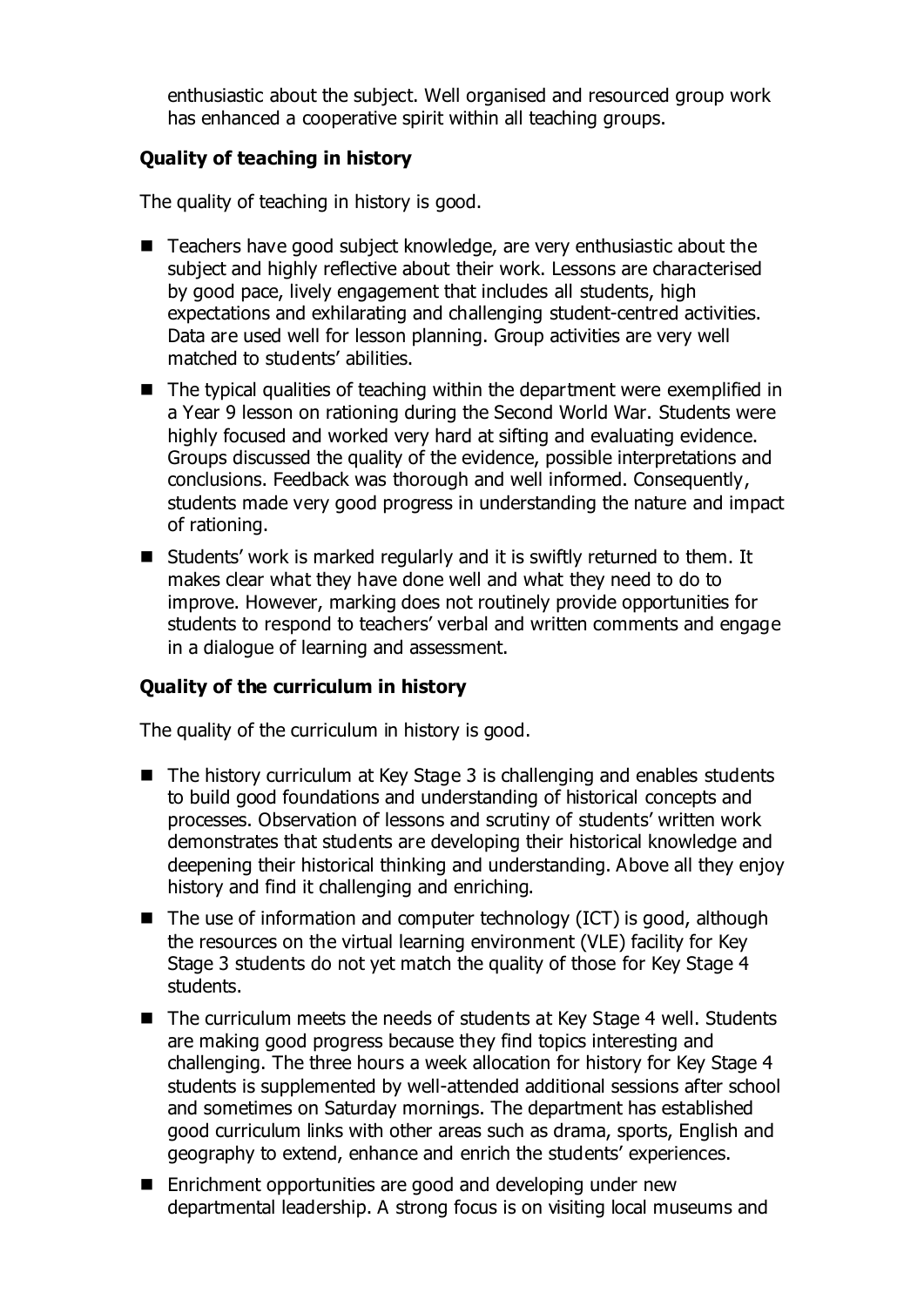enthusiastic about the subject. Well organised and resourced group work has enhanced a cooperative spirit within all teaching groups.

### Quality of teaching in history

The quality of teaching in history is good.

- Teachers have good subject knowledge, are very enthusiastic about the subject and highly reflective about their work. Lessons are characterised by good pace, lively engagement that includes all students, high expectations and exhilarating and challenging student-centred activities. Data are used well for lesson planning. Group activities are very well matched to students' abilities.
- The typical qualities of teaching within the department were exemplified in a Year 9 lesson on rationing during the Second World War. Students were highly focused and worked very hard at sifting and evaluating evidence. Groups discussed the quality of the evidence, possible interpretations and conclusions. Feedback was thorough and well informed. Consequently, students made very good progress in understanding the nature and impact of rationing.
- Students' work is marked regularly and it is swiftly returned to them. It makes clear what they have done well and what they need to do to improve. However, marking does not routinely provide opportunities for students to respond to teachers' verbal and written comments and engage in a dialogue of learning and assessment.

### Quality of the curriculum in history

The quality of the curriculum in history is good.

- The history curriculum at Key Stage 3 is challenging and enables students to build good foundations and understanding of historical concepts and processes. Observation of lessons and scrutiny of students' written work demonstrates that students are developing their historical knowledge and deepening their historical thinking and understanding. Above all they enjoy history and find it challenging and enriching.
- The use of information and computer technology (ICT) is good, although the resources on the virtual learning environment (VLE) facility for Key Stage 3 students do not yet match the quality of those for Key Stage 4 students.
- The curriculum meets the needs of students at Key Stage 4 well. Students are making good progress because they find topics interesting and challenging. The three hours a week allocation for history for Key Stage 4 students is supplemented by well-attended additional sessions after school and sometimes on Saturday mornings. The department has established good curriculum links with other areas such as drama, sports, English and geography to extend, enhance and enrich the students' experiences.
- Enrichment opportunities are good and developing under new departmental leadership. A strong focus is on visiting local museums and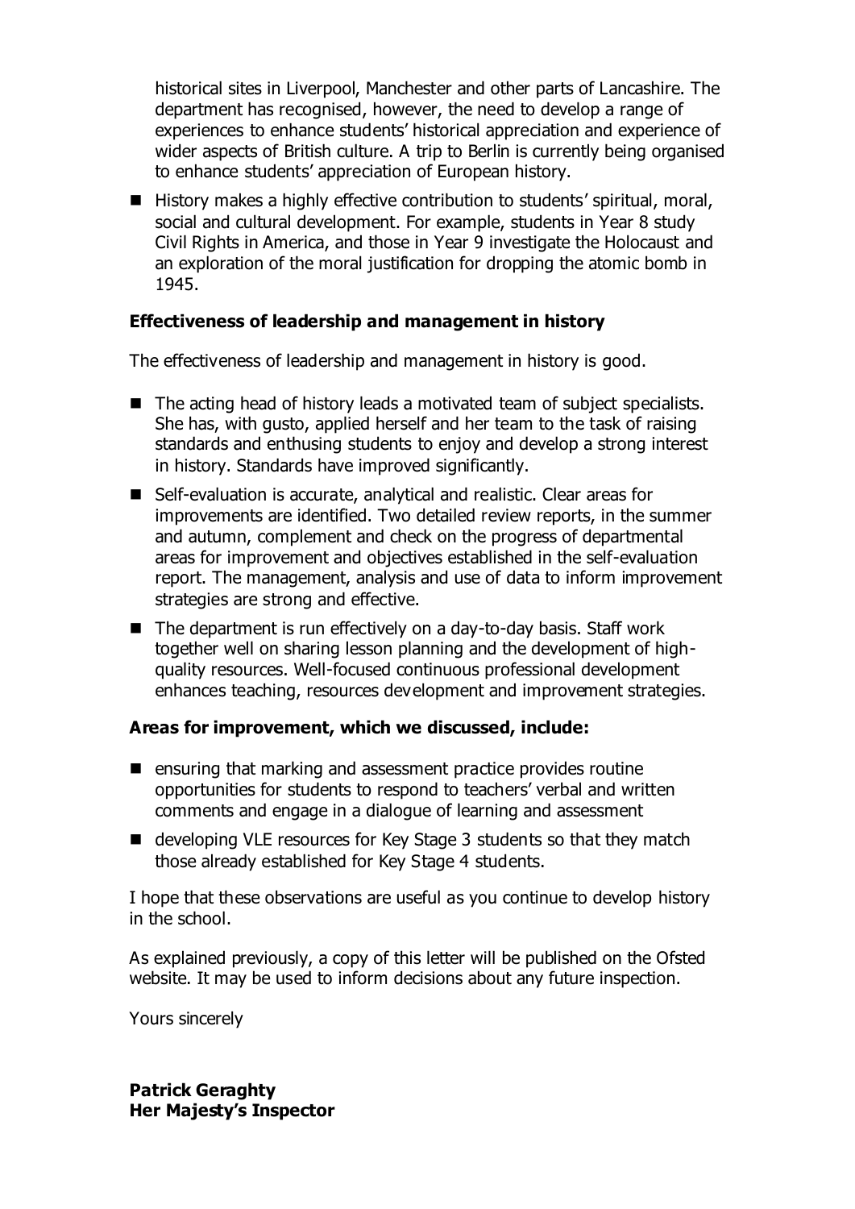historical sites in Liverpool, Manchester and other parts of Lancashire. The department has recognised, however, the need to develop a range of experiences to enhance students' historical appreciation and experience of wider aspects of British culture. A trip to Berlin is currently being organised to enhance students' appreciation of European history.

- History makes a highly effective contribution to students' spiritual, moral, social and cultural development. For example, students in Year 8 study Civil Rights in America, and those in Year 9 investigate the Holocaust and an exploration of the moral justification for dropping the atomic bomb in 1945.

### Effectiveness of leadership and management in history

The effectiveness of leadership and management in history is good.

- The acting head of history leads a motivated team of subject specialists. She has, with gusto, applied herself and her team to the task of raising standards and enthusing students to enjoy and develop a strong interest in history. Standards have improved significantly.
- Self-evaluation is accurate, analytical and realistic. Clear areas for improvements are identified. Two detailed review reports, in the summer and autumn, complement and check on the progress of departmental areas for improvement and objectives established in the self-evaluation report. The management, analysis and use of data to inform improvement strategies are strong and effective.
- The department is run effectively on a day-to-day basis. Staff work together well on sharing lesson planning and the development of high-quality resources. Well-focused continuous professional development enhances teaching, resources development and improvement strategies.

### Areas for improvement, which we discussed, include:

- ensuring that marking and assessment practice provides routine opportunities for students to respond to teachers' verbal and written comments and engage in a dialogue of learning and assessment
- developing VLE resources for Key Stage 3 students so that they match those already established for Key Stage 4 students.

I hope that these observations are useful as you continue to develop history in the school.

As explained previously, a copy of this letter will be published on the Ofsted website. It may be used to inform decisions about any future inspection.

Yours sincerely

**Patrick Geraghty**
**Her Majesty's Inspector**